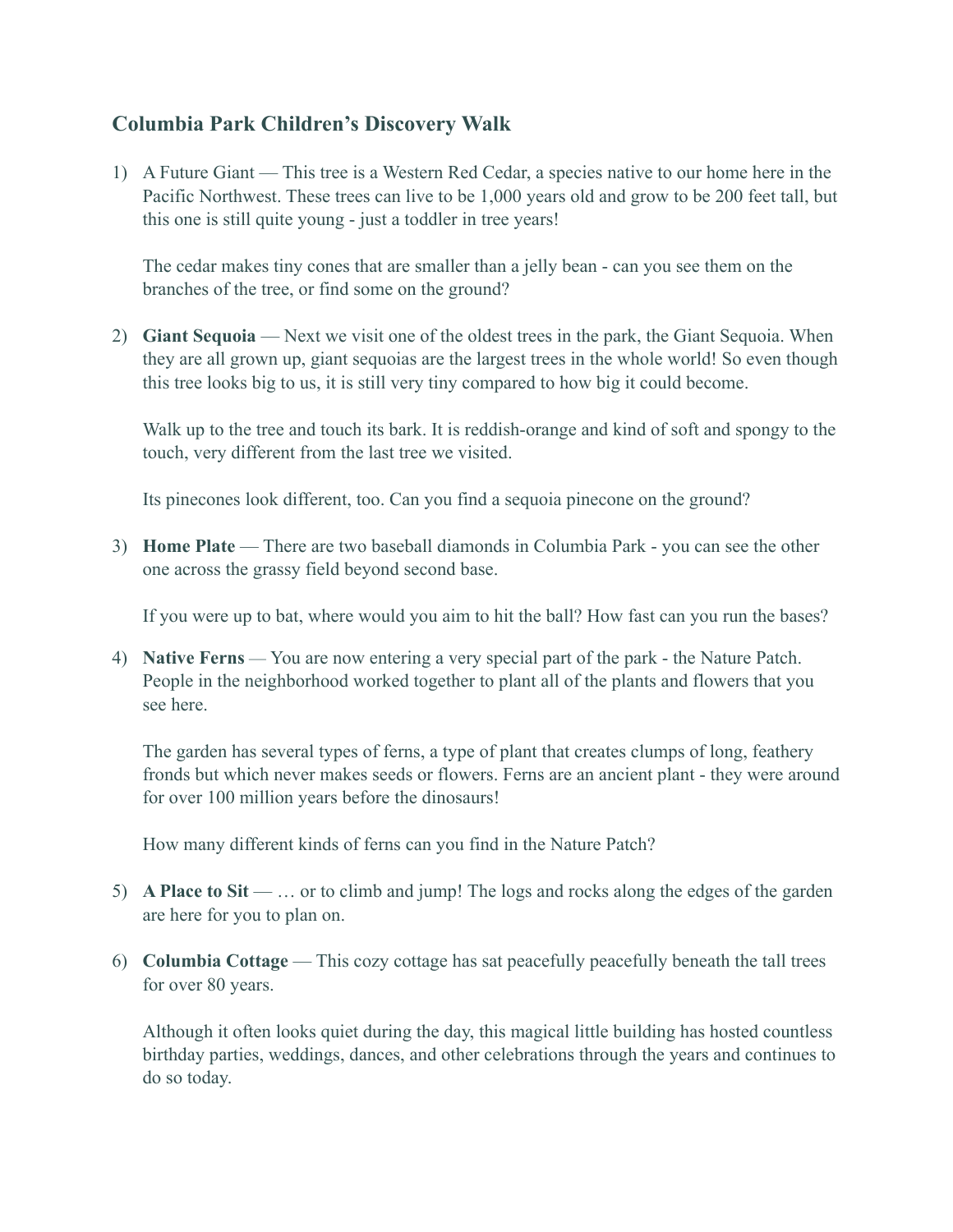## Columbia Park Children's Discovery Walk

1) A Future Giant — This tree is a Western Red Cedar, a species native to our home here in the Pacific Northwest. These trees can live to be 1,000 years old and grow to be 200 feet tall, but this one is still quite young - just a toddler in tree years!

   The cedar makes tiny cones that are smaller than a jelly bean - can you see them on the branches of the tree, or find some on the ground?

2) **Giant Sequoia** — Next we visit one of the oldest trees in the park, the Giant Sequoia. When they are all grown up, giant sequoias are the largest trees in the whole world! So even though this tree looks big to us, it is still very tiny compared to how big it could become.

   Walk up to the tree and touch its bark. It is reddish-orange and kind of soft and spongy to the touch, very different from the last tree we visited.

   Its pinecones look different, too. Can you find a sequoia pinecone on the ground?

3) **Home Plate** — There are two baseball diamonds in Columbia Park - you can see the other one across the grassy field beyond second base.

   If you were up to bat, where would you aim to hit the ball? How fast can you run the bases?

4) **Native Ferns** — You are now entering a very special part of the park - the Nature Patch. People in the neighborhood worked together to plant all of the plants and flowers that you see here.

   The garden has several types of ferns, a type of plant that creates clumps of long, feathery fronds but which never makes seeds or flowers. Ferns are an ancient plant - they were around for over 100 million years before the dinosaurs!

   How many different kinds of ferns can you find in the Nature Patch?

5) **A Place to Sit** — … or to climb and jump! The logs and rocks along the edges of the garden are here for you to plan on.

6) **Columbia Cottage** — This cozy cottage has sat peacefully peacefully beneath the tall trees for over 80 years.

   Although it often looks quiet during the day, this magical little building has hosted countless birthday parties, weddings, dances, and other celebrations through the years and continues to do so today.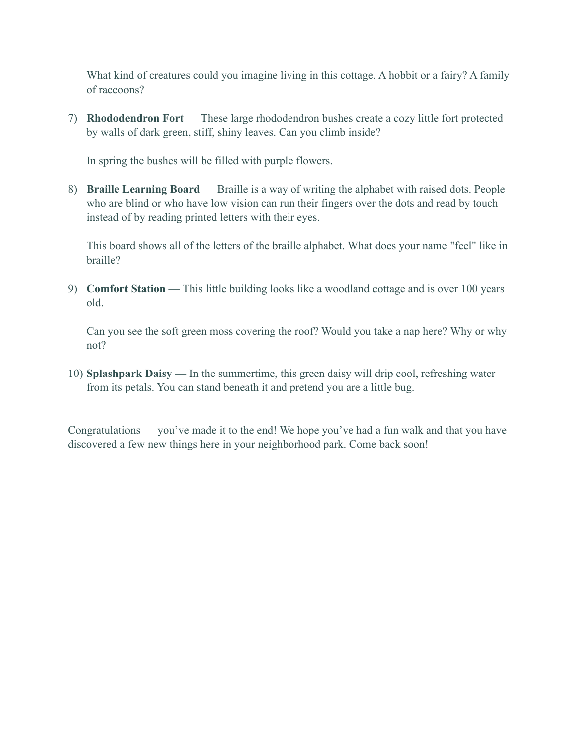What kind of creatures could you imagine living in this cottage. A hobbit or a fairy? A family of raccoons?

7) **Rhododendron Fort** — These large rhododendron bushes create a cozy little fort protected by walls of dark green, stiff, shiny leaves. Can you climb inside?

   In spring the bushes will be filled with purple flowers.

8) **Braille Learning Board** — Braille is a way of writing the alphabet with raised dots. People who are blind or who have low vision can run their fingers over the dots and read by touch instead of by reading printed letters with their eyes.

   This board shows all of the letters of the braille alphabet. What does your name "feel" like in braille?

9) **Comfort Station** — This little building looks like a woodland cottage and is over 100 years old.

   Can you see the soft green moss covering the roof? Would you take a nap here? Why or why not?

10) **Splashpark Daisy** — In the summertime, this green daisy will drip cool, refreshing water from its petals. You can stand beneath it and pretend you are a little bug.

Congratulations — you've made it to the end! We hope you've had a fun walk and that you have discovered a few new things here in your neighborhood park. Come back soon!